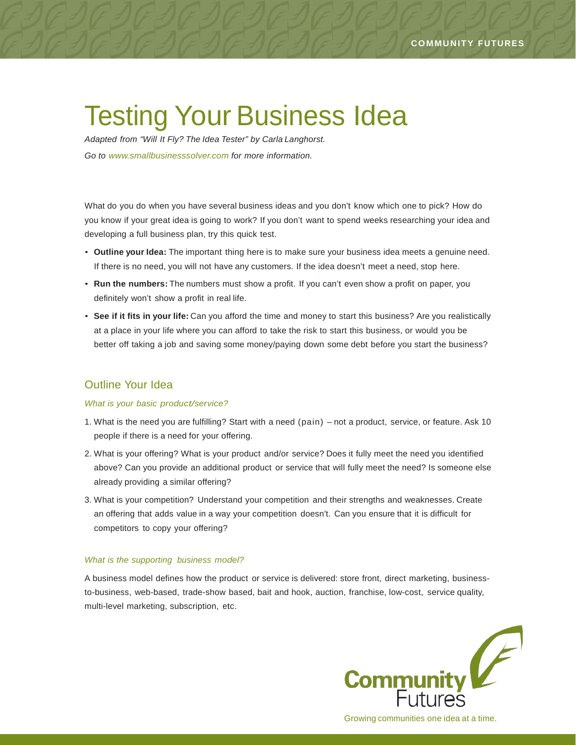# Testing Your Business Idea

*Adapted from "Will It Fly? The Idea Tester" by Carla Langhorst.*

*Go to www.smallbusinesssolver.com for more information.*

What do you do when you have several business ideas and you don't know which one to pick? How do you know if your great idea is going to work? If you don't want to spend weeks researching your idea and developing a full business plan, try this quick test.

- **Outline your Idea:** The important thing here is to make sure your business idea meets a genuine need. If there is no need, you will not have any customers. If the idea doesn't meet a need, stop here.
- **Run the numbers:** The numbers must show a profit. If you can't even show a profit on paper, you definitely won't show a profit in real life.
- **See if it fits in your life:** Can you afford the time and money to start this business? Are you realistically at a place in your life where you can afford to take the risk to start this business, or would you be better off taking a job and saving some money/paying down some debt before you start the business?

## Outline Your Idea

### *What is your basic product/service?*

1. What is the need you are fulfilling? Start with a need (pain) – not a product, service, or feature. Ask 10 people if there is a need for your offering.
2. What is your offering? What is your product and/or service? Does it fully meet the need you identified above? Can you provide an additional product or service that will fully meet the need? Is someone else already providing a similar offering?
3. What is your competition? Understand your competition and their strengths and weaknesses. Create an offering that adds value in a way your competition doesn't. Can you ensure that it is difficult for competitors to copy your offering?

### *What is the supporting business model?*

A business model defines how the product or service is delivered: store front, direct marketing, business-to-business, web-based, trade-show based, bait and hook, auction, franchise, low-cost, service quality, multi-level marketing, subscription, etc.

Community Futures

Growing communities one idea at a time.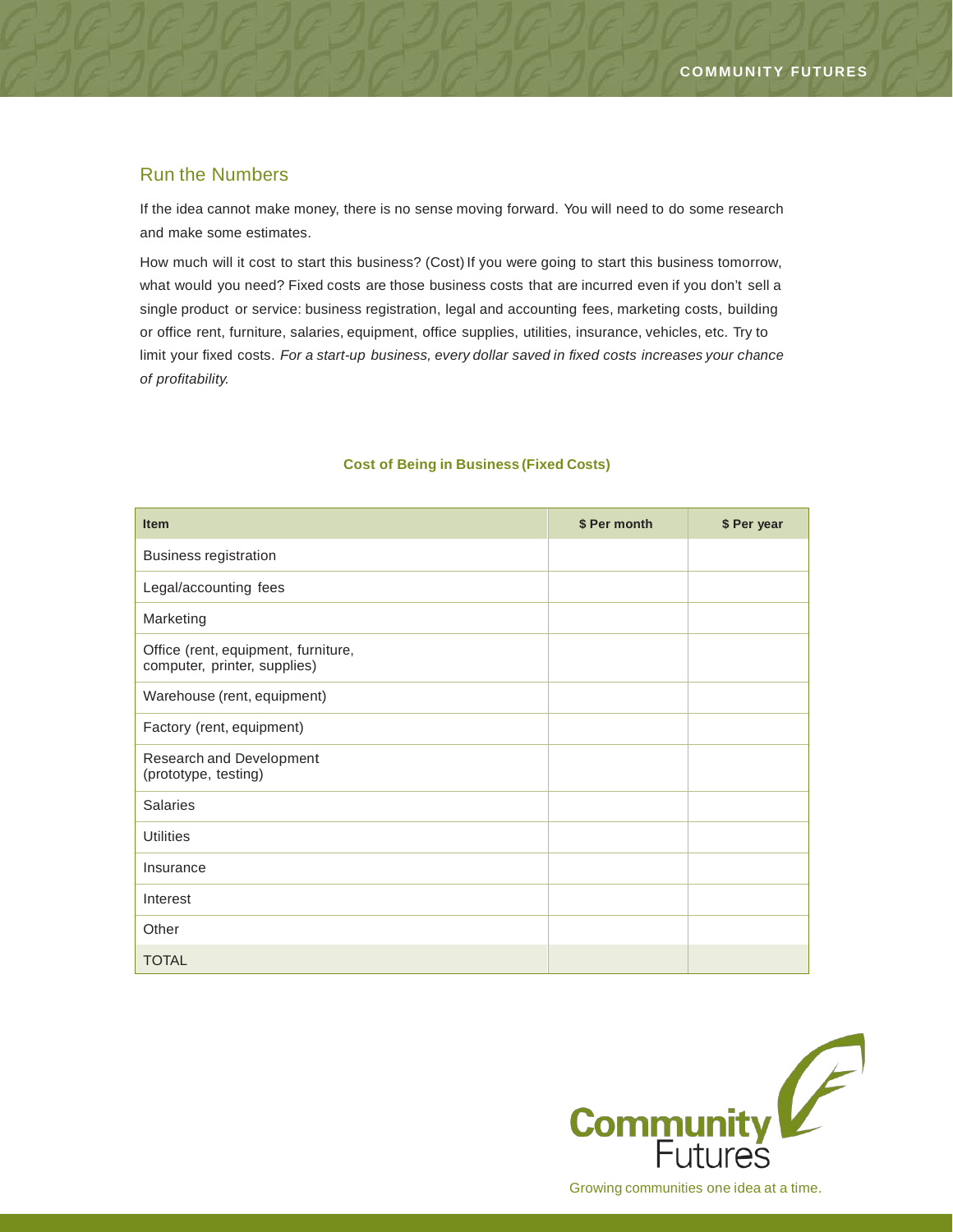## Run the Numbers

If the idea cannot make money, there is no sense moving forward. You will need to do some research and make some estimates.

How much will it cost to start this business? (Cost) If you were going to start this business tomorrow, what would you need? Fixed costs are those business costs that are incurred even if you don't sell a single product or service: business registration, legal and accounting fees, marketing costs, building or office rent, furniture, salaries, equipment, office supplies, utilities, insurance, vehicles, etc. Try to limit your fixed costs. *For a start-up business, every dollar saved in fixed costs increases your chance of profitability.*

**Cost of Being in Business (Fixed Costs)**

| Item | $ Per month | $ Per year |
|---|---|---|
| Business registration | | |
| Legal/accounting fees | | |
| Marketing | | |
| Office (rent, equipment, furniture, computer, printer, supplies) | | |
| Warehouse (rent, equipment) | | |
| Factory (rent, equipment) | | |
| Research and Development (prototype, testing) | | |
| Salaries | | |
| Utilities | | |
| Insurance | | |
| Interest | | |
| Other | | |
| TOTAL | | |

Community Futures

Growing communities one idea at a time.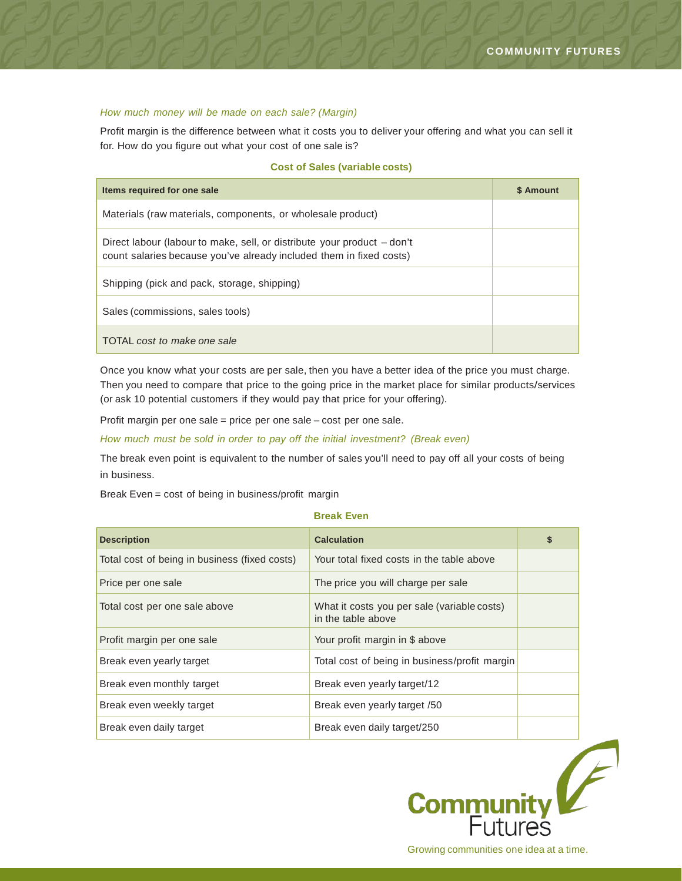*How much money will be made on each sale? (Margin)*

Profit margin is the difference between what it costs you to deliver your offering and what you can sell it for. How do you figure out what your cost of one sale is?

**Cost of Sales (variable costs)**

| Items required for one sale | $ Amount |
|---|---|
| Materials (raw materials, components, or wholesale product) | |
| Direct labour (labour to make, sell, or distribute your product – don't count salaries because you've already included them in fixed costs) | |
| Shipping (pick and pack, storage, shipping) | |
| Sales (commissions, sales tools) | |
| TOTAL *cost to make one sale* | |

Once you know what your costs are per sale, then you have a better idea of the price you must charge. Then you need to compare that price to the going price in the market place for similar products/services (or ask 10 potential customers if they would pay that price for your offering).

Profit margin per one sale = price per one sale – cost per one sale.

*How much must be sold in order to pay off the initial investment? (Break even)*

The break even point is equivalent to the number of sales you'll need to pay off all your costs of being in business.

Break Even = cost of being in business/profit margin

**Break Even**

| Description | Calculation | $ |
|---|---|---|
| Total cost of being in business (fixed costs) | Your total fixed costs in the table above | |
| Price per one sale | The price you will charge per sale | |
| Total cost per one sale above | What it costs you per sale (variable costs) in the table above | |
| Profit margin per one sale | Your profit margin in $ above | |
| Break even yearly target | Total cost of being in business/profit margin | |
| Break even monthly target | Break even yearly target/12 | |
| Break even weekly target | Break even yearly target /50 | |
| Break even daily target | Break even daily target/250 | |

Community Futures

Growing communities one idea at a time.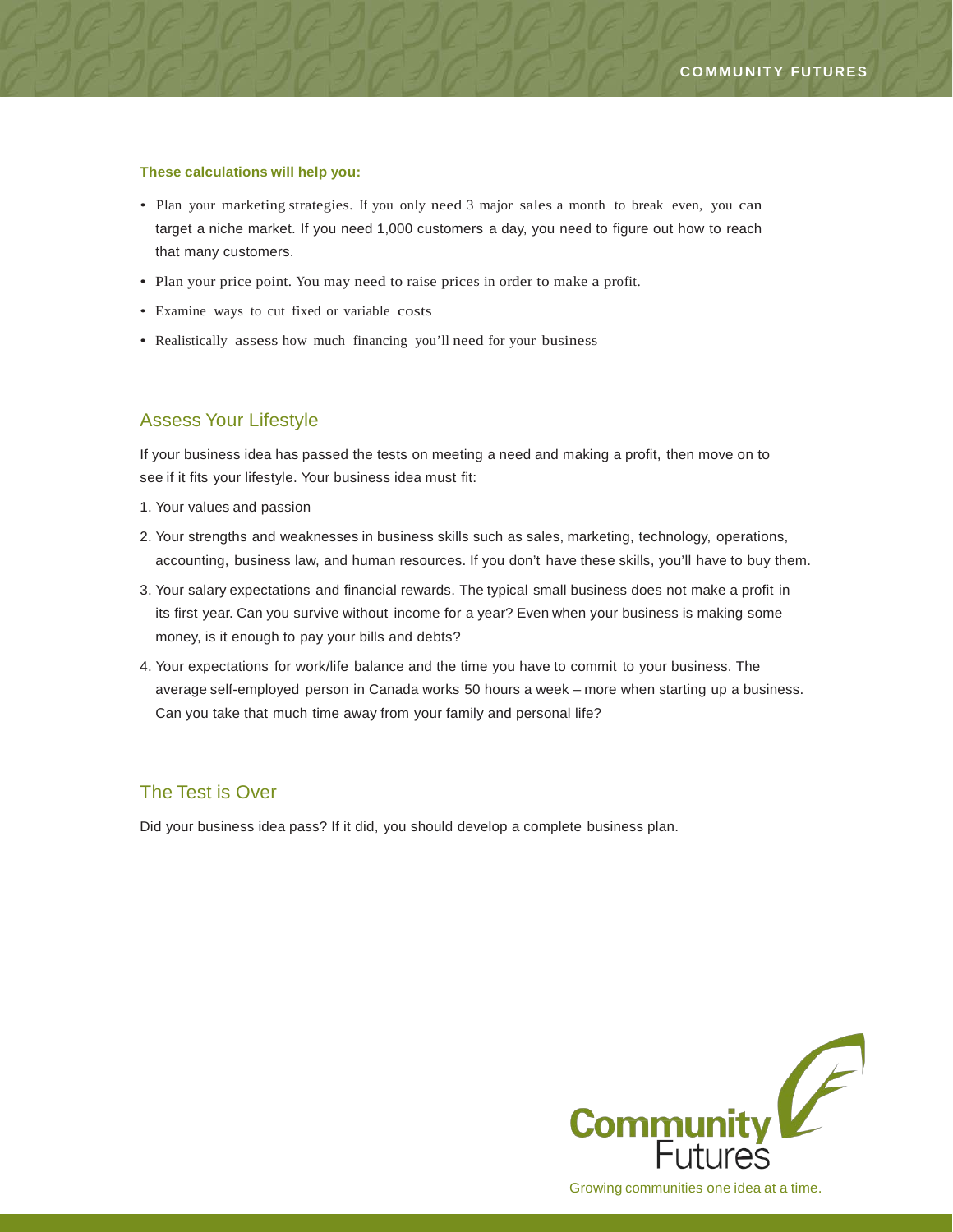**These calculations will help you:**

- Plan your marketing strategies. If you only need 3 major sales a month to break even, you can target a niche market. If you need 1,000 customers a day, you need to figure out how to reach that many customers.
- Plan your price point. You may need to raise prices in order to make a profit.
- Examine ways to cut fixed or variable costs
- Realistically assess how much financing you'll need for your business

## Assess Your Lifestyle

If your business idea has passed the tests on meeting a need and making a profit, then move on to see if it fits your lifestyle. Your business idea must fit:

1. Your values and passion
2. Your strengths and weaknesses in business skills such as sales, marketing, technology, operations, accounting, business law, and human resources. If you don't have these skills, you'll have to buy them.
3. Your salary expectations and financial rewards. The typical small business does not make a profit in its first year. Can you survive without income for a year? Even when your business is making some money, is it enough to pay your bills and debts?
4. Your expectations for work/life balance and the time you have to commit to your business. The average self-employed person in Canada works 50 hours a week – more when starting up a business. Can you take that much time away from your family and personal life?

## The Test is Over

Did your business idea pass? If it did, you should develop a complete business plan.

Community Futures

Growing communities one idea at a time.